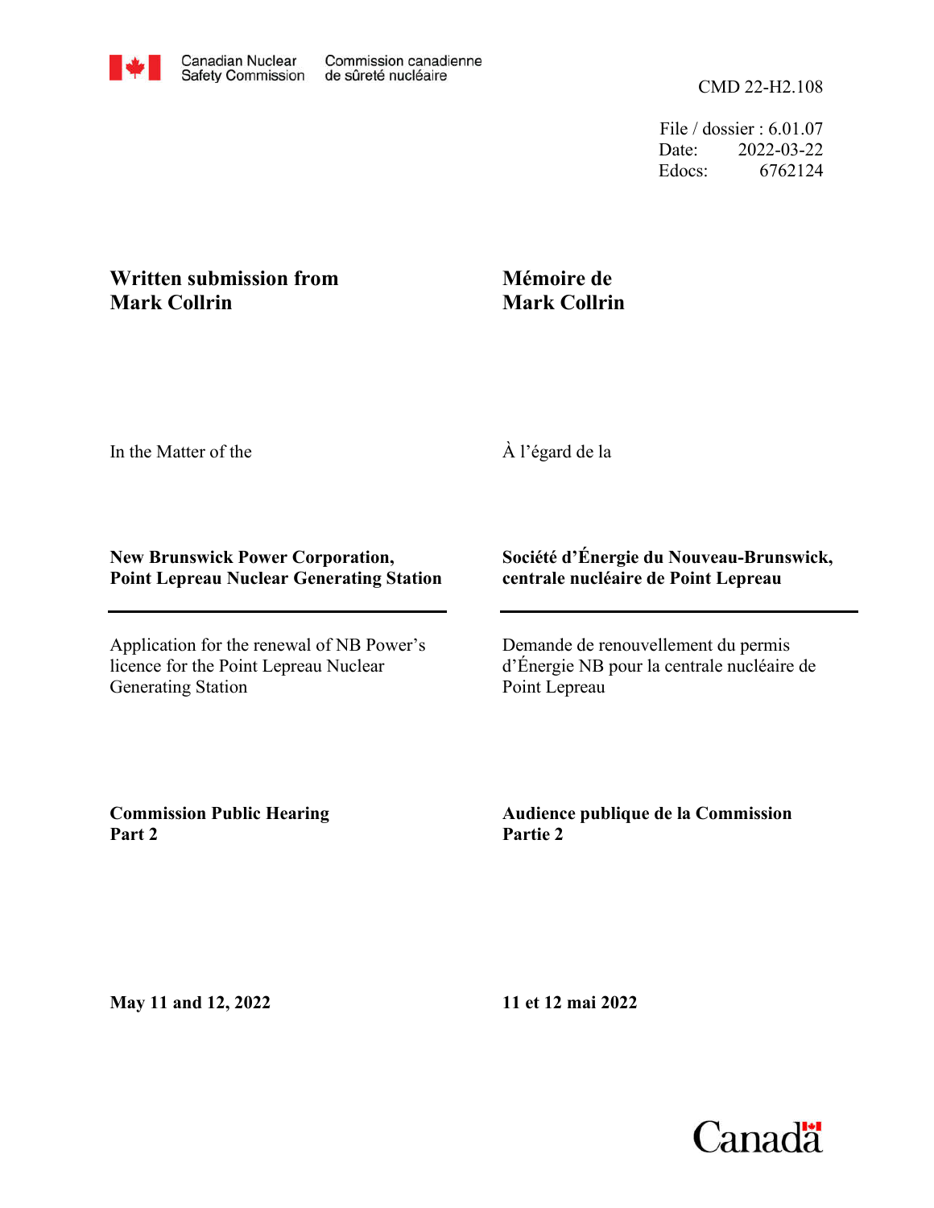Canadian Nuclear Safety Commission | Commission canadienne de sûreté nucléaire

CMD 22-H2.108

File / dossier : 6.01.07
Date: 2022-03-22
Edocs: 6762124

**Written submission from Mark Collrin**

**Mémoire de Mark Collrin**

In the Matter of the

À l'égard de la

**New Brunswick Power Corporation, Point Lepreau Nuclear Generating Station**

**Société d'Énergie du Nouveau-Brunswick, centrale nucléaire de Point Lepreau**

Application for the renewal of NB Power's licence for the Point Lepreau Nuclear Generating Station

Demande de renouvellement du permis d'Énergie NB pour la centrale nucléaire de Point Lepreau

**Commission Public Hearing Part 2**

**Audience publique de la Commission Partie 2**

**May 11 and 12, 2022**

**11 et 12 mai 2022**

Canada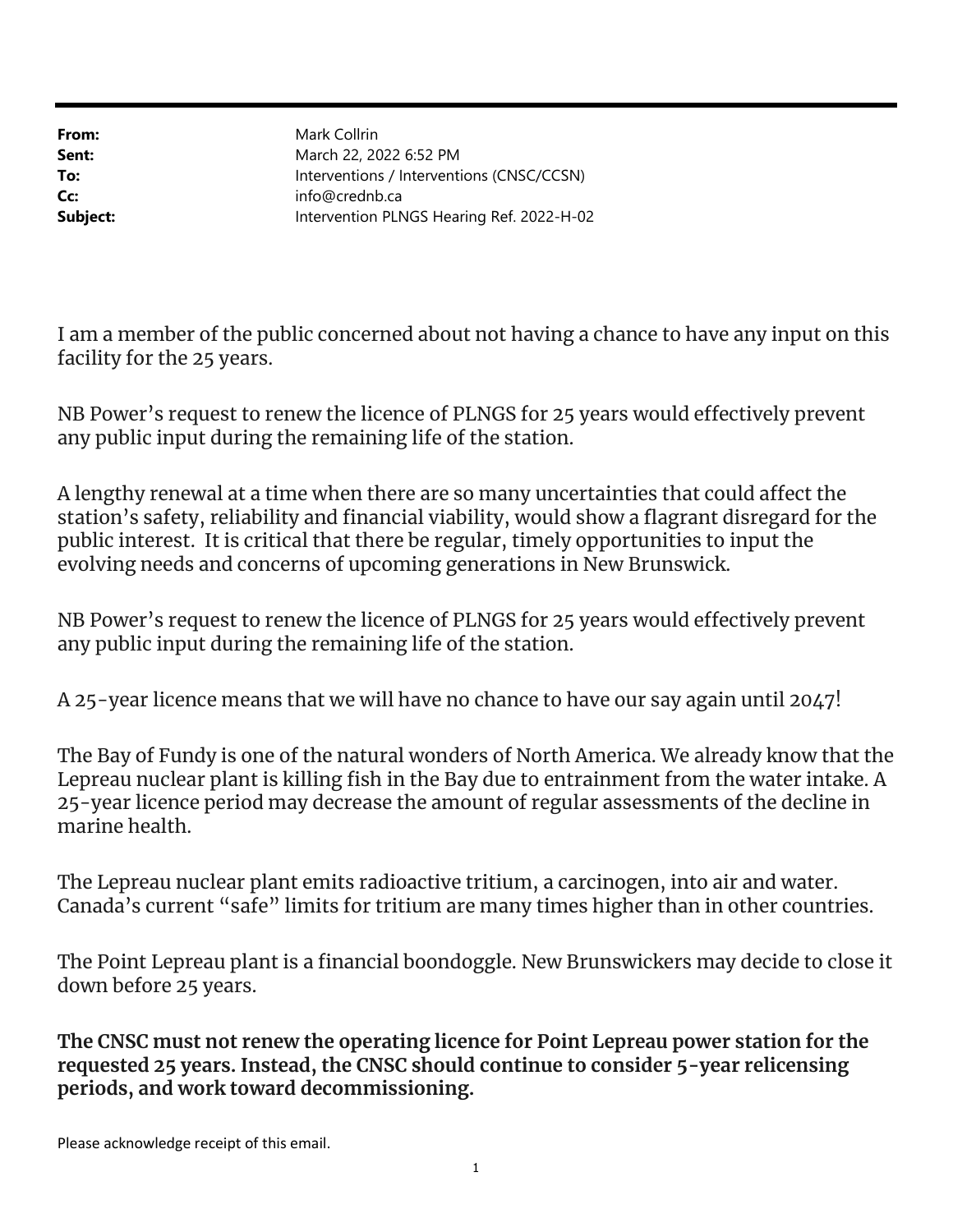**From:** Mark Collrin
**Sent:** March 22, 2022 6:52 PM
**To:** Interventions / Interventions (CNSC/CCSN)
**Cc:** info@crednb.ca
**Subject:** Intervention PLNGS Hearing Ref. 2022-H-02

I am a member of the public concerned about not having a chance to have any input on this facility for the 25 years.

NB Power's request to renew the licence of PLNGS for 25 years would effectively prevent any public input during the remaining life of the station.

A lengthy renewal at a time when there are so many uncertainties that could affect the station's safety, reliability and financial viability, would show a flagrant disregard for the public interest. It is critical that there be regular, timely opportunities to input the evolving needs and concerns of upcoming generations in New Brunswick.

NB Power's request to renew the licence of PLNGS for 25 years would effectively prevent any public input during the remaining life of the station.

A 25-year licence means that we will have no chance to have our say again until 2047!

The Bay of Fundy is one of the natural wonders of North America. We already know that the Lepreau nuclear plant is killing fish in the Bay due to entrainment from the water intake. A 25-year licence period may decrease the amount of regular assessments of the decline in marine health.

The Lepreau nuclear plant emits radioactive tritium, a carcinogen, into air and water. Canada's current "safe" limits for tritium are many times higher than in other countries.

The Point Lepreau plant is a financial boondoggle. New Brunswickers may decide to close it down before 25 years.

**The CNSC must not renew the operating licence for Point Lepreau power station for the requested 25 years. Instead, the CNSC should continue to consider 5-year relicensing periods, and work toward decommissioning.**

Please acknowledge receipt of this email.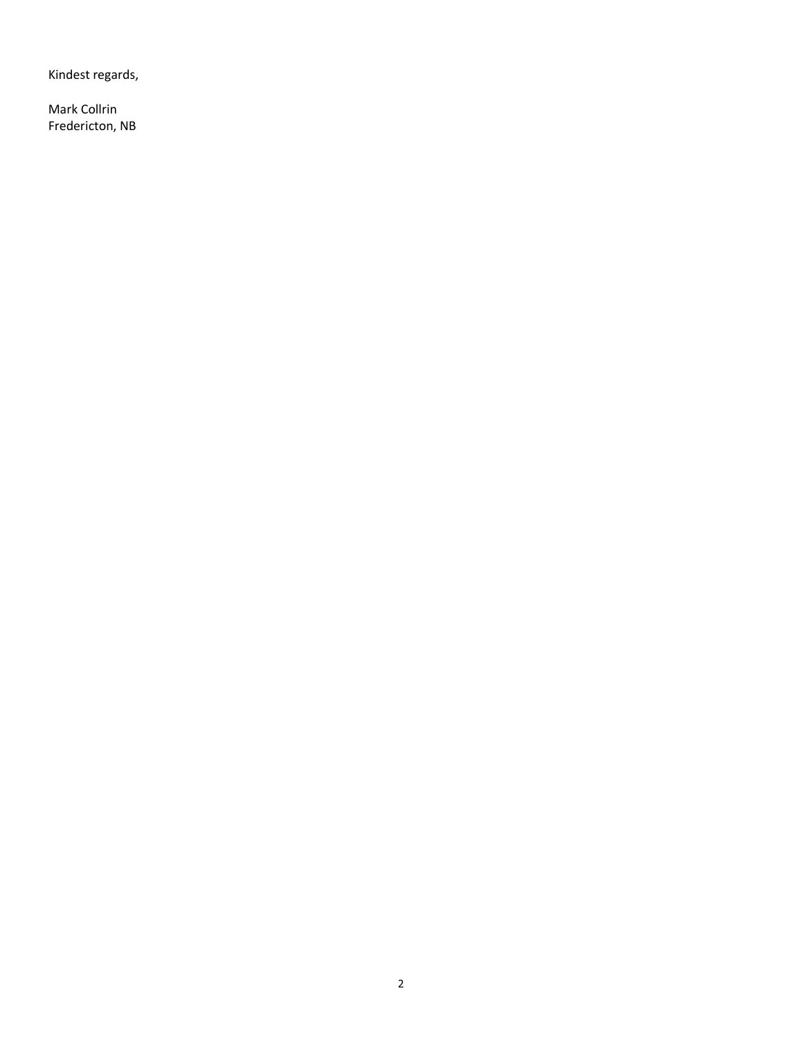Kindest regards,

Mark Collrin
Fredericton, NB